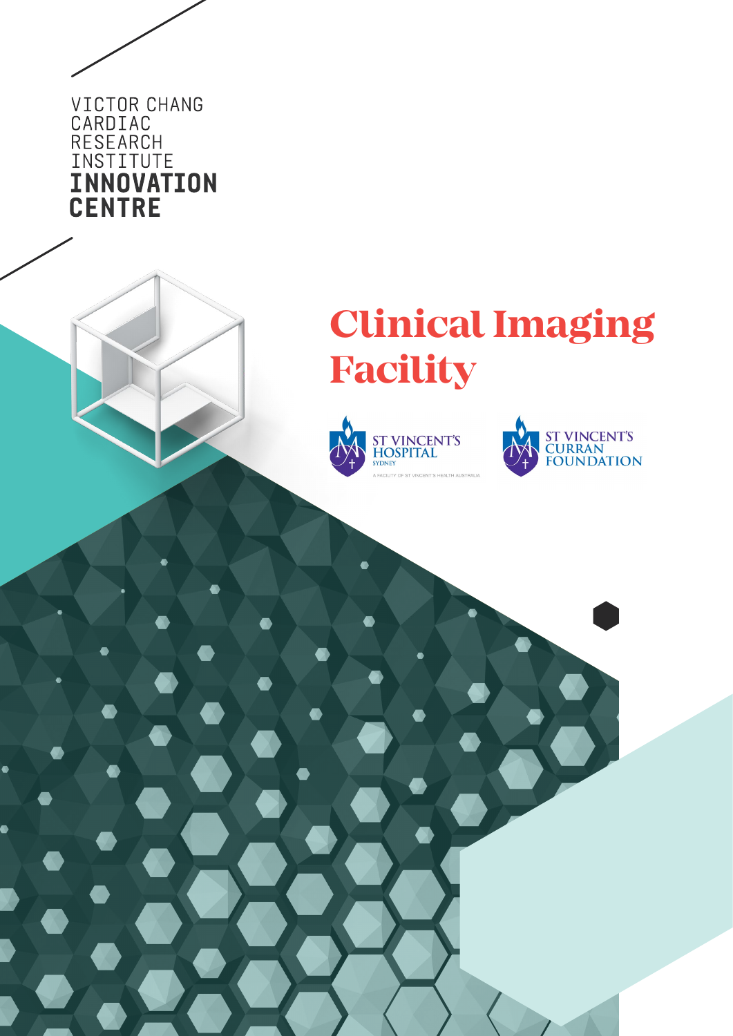VICTOR CHANG CARDIAC RESEARCH INSTITUTE

**INNOVATION CENTRE**

# Clinical Imaging Facility

ST VINCENT'S HOSPITAL SYDNEY

A FACILITY OF ST VINCENT'S HEALTH AUSTRALIA

ST VINCENT'S CURRAN FOUNDATION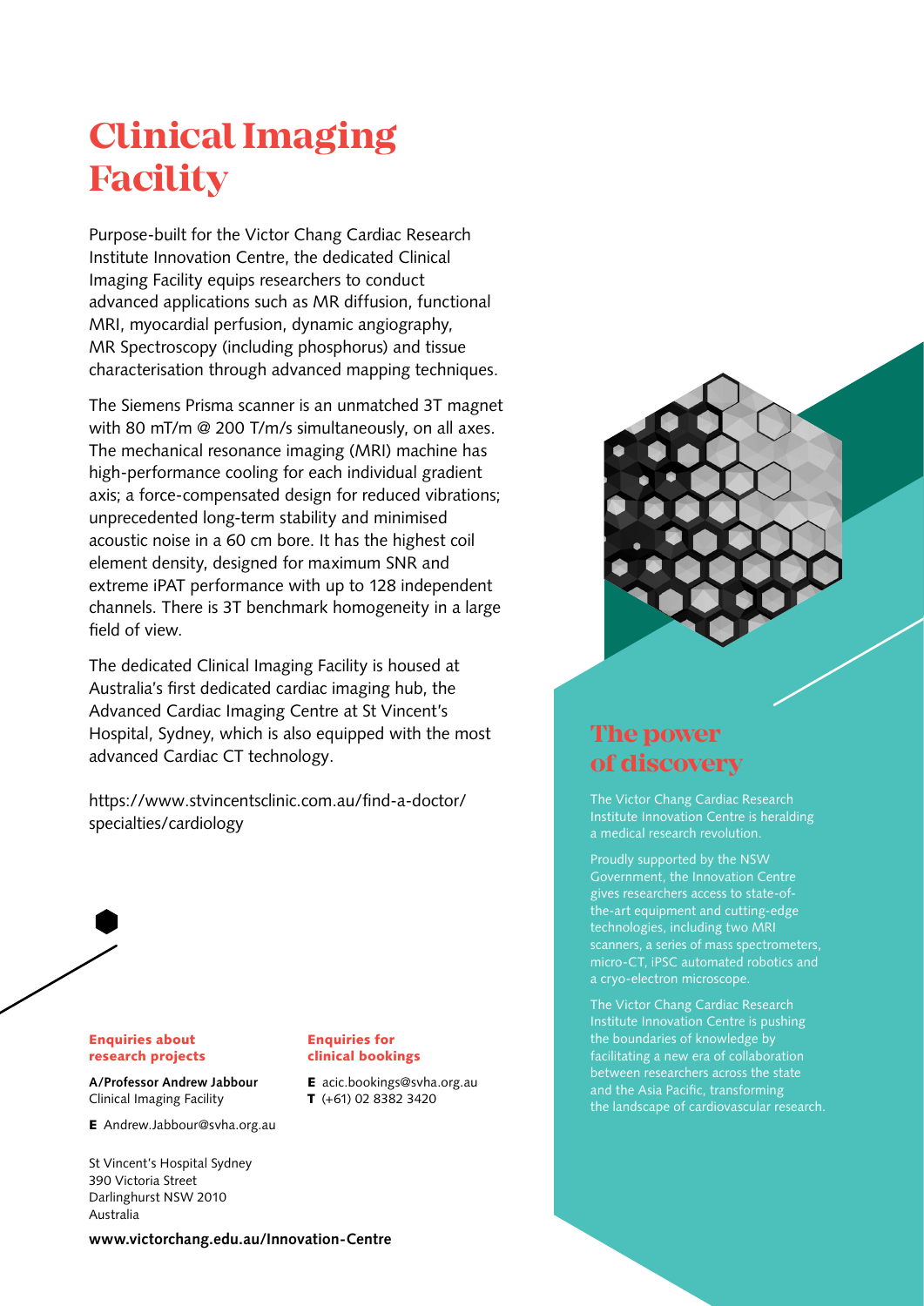# Clinical Imaging Facility

Purpose-built for the Victor Chang Cardiac Research Institute Innovation Centre, the dedicated Clinical Imaging Facility equips researchers to conduct advanced applications such as MR diffusion, functional MRI, myocardial perfusion, dynamic angiography, MR Spectroscopy (including phosphorus) and tissue characterisation through advanced mapping techniques.

The Siemens Prisma scanner is an unmatched 3T magnet with 80 mT/m @ 200 T/m/s simultaneously, on all axes. The mechanical resonance imaging (MRI) machine has high-performance cooling for each individual gradient axis; a force-compensated design for reduced vibrations; unprecedented long-term stability and minimised acoustic noise in a 60 cm bore. It has the highest coil element density, designed for maximum SNR and extreme iPAT performance with up to 128 independent channels. There is 3T benchmark homogeneity in a large field of view.

The dedicated Clinical Imaging Facility is housed at Australia's first dedicated cardiac imaging hub, the Advanced Cardiac Imaging Centre at St Vincent's Hospital, Sydney, which is also equipped with the most advanced Cardiac CT technology.

https://www.stvincentsclinic.com.au/find-a-doctor/specialties/cardiology

**Enquiries about research projects**

**A/Professor Andrew Jabbour**
Clinical Imaging Facility

**E** Andrew.Jabbour@svha.org.au

St Vincent's Hospital Sydney
390 Victoria Street
Darlinghurst NSW 2010
Australia

**Enquiries for clinical bookings**

**E** acic.bookings@svha.org.au
**T** (+61) 02 8382 3420

**www.victorchang.edu.au/Innovation-Centre**

## The power of discovery

The Victor Chang Cardiac Research Institute Innovation Centre is heralding a medical research revolution.

Proudly supported by the NSW Government, the Innovation Centre gives researchers access to state-of-the-art equipment and cutting-edge technologies, including two MRI scanners, a series of mass spectrometers, micro-CT, iPSC automated robotics and a cryo-electron microscope.

The Victor Chang Cardiac Research Institute Innovation Centre is pushing the boundaries of knowledge by facilitating a new era of collaboration between researchers across the state and the Asia Pacific, transforming the landscape of cardiovascular research.